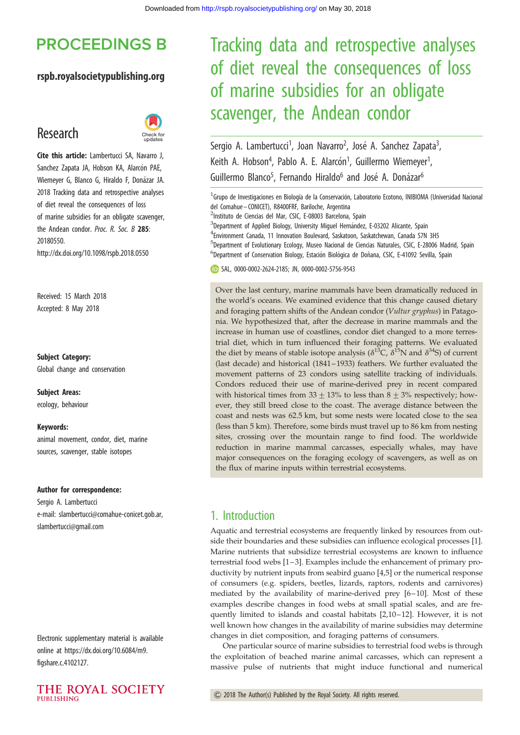# Tracking data and retrospective analyses of diet reveal the consequences of loss of marine subsidies for an obligate scavenger, the Andean condor

Sergio A. Lambertucci[1], Joan Navarro[2], José A. Sanchez Zapata[3], Keith A. Hobson[4], Pablo A. E. Alarcón[1], Guillermo Wiemeyer[1], Guillermo Blanco[5], Fernando Hiraldo[6] and José A. Donázar[6]

[1]Grupo de Investigaciones en Biología de la Conservación, Laboratorio Ecotono, INIBIOMA (Universidad Nacional del Comahue – CONICET), R8400FRF, Bariloche, Argentina
[2]Instituto de Ciencias del Mar, CSIC, E-08003 Barcelona, Spain
[3]Department of Applied Biology, University Miguel Hernández, E-03202 Alicante, Spain
[4]Environment Canada, 11 Innovation Boulevard, Saskatoon, Saskatchewan, Canada S7N 3H5
[5]Department of Evolutionary Ecology, Museo Nacional de Ciencias Naturales, CSIC, E-28006 Madrid, Spain
[6]Department of Conservation Biology, Estación Biológica de Doñana, CSIC, E-41092 Sevilla, Spain

SAL, 0000-0002-2624-2185; JN, 0000-0002-5756-9543

**PROCEEDINGS B**

**rspb.royalsocietypublishing.org**

## Research

**Cite this article:** Lambertucci SA, Navarro J, Sanchez Zapata JA, Hobson KA, Alarcón PAE, Wiemeyer G, Blanco G, Hiraldo F, Donázar JA. 2018 Tracking data and retrospective analyses of diet reveal the consequences of loss of marine subsidies for an obligate scavenger, the Andean condor. *Proc. R. Soc. B* **285**: 20180550.
http://dx.doi.org/10.1098/rspb.2018.0550

Received: 15 March 2018
Accepted: 8 May 2018

**Subject Category:**
Global change and conservation

**Subject Areas:**
ecology, behaviour

**Keywords:**
animal movement, condor, diet, marine sources, scavenger, stable isotopes

**Author for correspondence:**
Sergio A. Lambertucci
e-mail: slambertucci@comahue-conicet.gob.ar, slambertucci@gmail.com

Electronic supplementary material is available online at https://dx.doi.org/10.6084/m9.figshare.c.4102127.

Over the last century, marine mammals have been dramatically reduced in the world's oceans. We examined evidence that this change caused dietary and foraging pattern shifts of the Andean condor (*Vultur gryphus*) in Patagonia. We hypothesized that, after the decrease in marine mammals and the increase in human use of coastlines, condor diet changed to a more terrestrial diet, which in turn influenced their foraging patterns. We evaluated the diet by means of stable isotope analysis ($\delta^{13}$C, $\delta^{15}$N and $\delta^{34}$S) of current (last decade) and historical (1841–1933) feathers. We further evaluated the movement patterns of 23 condors using satellite tracking of individuals. Condors reduced their use of marine-derived prey in recent compared with historical times from $33 \pm 13\%$ to less than $8 \pm 3\%$ respectively; however, they still breed close to the coast. The average distance between the coast and nests was 62.5 km, but some nests were located close to the sea (less than 5 km). Therefore, some birds must travel up to 86 km from nesting sites, crossing over the mountain range to find food. The worldwide reduction in marine mammal carcasses, especially whales, may have major consequences on the foraging ecology of scavengers, as well as on the flux of marine inputs within terrestrial ecosystems.

## 1. Introduction

Aquatic and terrestrial ecosystems are frequently linked by resources from outside their boundaries and these subsidies can influence ecological processes [1]. Marine nutrients that subsidize terrestrial ecosystems are known to influence terrestrial food webs [1–3]. Examples include the enhancement of primary productivity by nutrient inputs from seabird guano [4,5] or the numerical response of consumers (e.g. spiders, beetles, lizards, raptors, rodents and carnivores) mediated by the availability of marine-derived prey [6–10]. Most of these examples describe changes in food webs at small spatial scales, and are frequently limited to islands and coastal habitats [2,10–12]. However, it is not well known how changes in the availability of marine subsidies may determine changes in diet composition, and foraging patterns of consumers.

One particular source of marine subsidies to terrestrial food webs is through the exploitation of beached marine animal carcasses, which can represent a massive pulse of nutrients that might induce functional and numerical

© 2018 The Author(s) Published by the Royal Society. All rights reserved.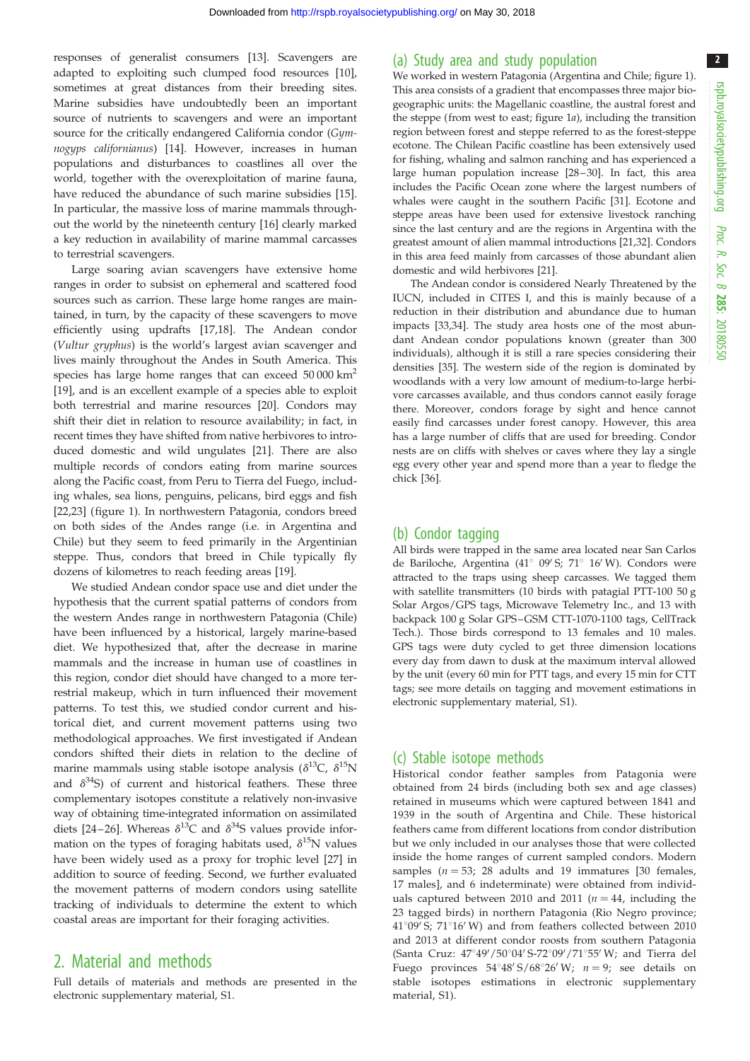responses of generalist consumers [13]. Scavengers are adapted to exploiting such clumped food resources [10], sometimes at great distances from their breeding sites. Marine subsidies have undoubtedly been an important source of nutrients to scavengers and were an important source for the critically endangered California condor (*Gymnogyps californianus*) [14]. However, increases in human populations and disturbances to coastlines all over the world, together with the overexploitation of marine fauna, have reduced the abundance of such marine subsidies [15]. In particular, the massive loss of marine mammals throughout the world by the nineteenth century [16] clearly marked a key reduction in availability of marine mammal carcasses to terrestrial scavengers.

Large soaring avian scavengers have extensive home ranges in order to subsist on ephemeral and scattered food sources such as carrion. These large home ranges are maintained, in turn, by the capacity of these scavengers to move efficiently using updrafts [17,18]. The Andean condor (*Vultur gryphus*) is the world's largest avian scavenger and lives mainly throughout the Andes in South America. This species has large home ranges that can exceed 50 000 $km^2$ [19], and is an excellent example of a species able to exploit both terrestrial and marine resources [20]. Condors may shift their diet in relation to resource availability; in fact, in recent times they have shifted from native herbivores to introduced domestic and wild ungulates [21]. There are also multiple records of condors eating from marine sources along the Pacific coast, from Peru to Tierra del Fuego, including whales, sea lions, penguins, pelicans, bird eggs and fish [22,23] (figure 1). In northwestern Patagonia, condors breed on both sides of the Andes range (i.e. in Argentina and Chile) but they seem to feed primarily in the Argentinian steppe. Thus, condors that breed in Chile typically fly dozens of kilometres to reach feeding areas [19].

We studied Andean condor space use and diet under the hypothesis that the current spatial patterns of condors from the western Andes range in northwestern Patagonia (Chile) have been influenced by a historical, largely marine-based diet. We hypothesized that, after the decrease in marine mammals and the increase in human use of coastlines in this region, condor diet should have changed to a more terrestrial makeup, which in turn influenced their movement patterns. To test this, we studied condor current and historical diet, and current movement patterns using two methodological approaches. We first investigated if Andean condors shifted their diets in relation to the decline of marine mammals using stable isotope analysis ($\delta^{13}C$, $\delta^{15}N$ and $\delta^{34}S$) of current and historical feathers. These three complementary isotopes constitute a relatively non-invasive way of obtaining time-integrated information on assimilated diets [24–26]. Whereas $\delta^{13}C$ and $\delta^{34}S$ values provide information on the types of foraging habitats used, $\delta^{15}N$ values have been widely used as a proxy for trophic level [27] in addition to source of feeding. Second, we further evaluated the movement patterns of modern condors using satellite tracking of individuals to determine the extent to which coastal areas are important for their foraging activities.

## 2. Material and methods

Full details of materials and methods are presented in the electronic supplementary material, S1.

### (a) Study area and study population

We worked in western Patagonia (Argentina and Chile; figure 1). This area consists of a gradient that encompasses three major biogeographic units: the Magellanic coastline, the austral forest and the steppe (from west to east; figure 1*a*), including the transition region between forest and steppe referred to as the forest-steppe ecotone. The Chilean Pacific coastline has been extensively used for fishing, whaling and salmon ranching and has experienced a large human population increase [28–30]. In fact, this area includes the Pacific Ocean zone where the largest numbers of whales were caught in the southern Pacific [31]. Ecotone and steppe areas have been used for extensive livestock ranching since the last century and are the regions in Argentina with the greatest amount of alien mammal introductions [21,32]. Condors in this area feed mainly from carcasses of those abundant alien domestic and wild herbivores [21].

The Andean condor is considered Nearly Threatened by the IUCN, included in CITES I, and this is mainly because of a reduction in their distribution and abundance due to human impacts [33,34]. The study area hosts one of the most abundant Andean condor populations known (greater than 300 individuals), although it is still a rare species considering their densities [35]. The western side of the region is dominated by woodlands with a very low amount of medium-to-large herbivore carcasses available, and thus condors cannot easily forage there. Moreover, condors forage by sight and hence cannot easily find carcasses under forest canopy. However, this area has a large number of cliffs that are used for breeding. Condor nests are on cliffs with shelves or caves where they lay a single egg every other year and spend more than a year to fledge the chick [36].

### (b) Condor tagging

All birds were trapped in the same area located near San Carlos de Bariloche, Argentina (41° 09′ S; 71° 16′ W). Condors were attracted to the traps using sheep carcasses. We tagged them with satellite transmitters (10 birds with patagial PTT-100 50 g Solar Argos/GPS tags, Microwave Telemetry Inc., and 13 with backpack 100 g Solar GPS–GSM CTT-1070-1100 tags, CellTrack Tech.). Those birds correspond to 13 females and 10 males. GPS tags were duty cycled to get three dimension locations every day from dawn to dusk at the maximum interval allowed by the unit (every 60 min for PTT tags, and every 15 min for CTT tags; see more details on tagging and movement estimations in electronic supplementary material, S1).

### (c) Stable isotope methods

Historical condor feather samples from Patagonia were obtained from 24 birds (including both sex and age classes) retained in museums which were captured between 1841 and 1939 in the south of Argentina and Chile. These historical feathers came from different locations from condor distribution but we only included in our analyses those that were collected inside the home ranges of current sampled condors. Modern samples ($n = 53$; 28 adults and 19 immatures [30 females, 17 males], and 6 indeterminate) were obtained from individuals captured between 2010 and 2011 ($n = 44$, including the 23 tagged birds) in northern Patagonia (Rio Negro province; 41°09′ S; 71°16′ W) and from feathers collected between 2010 and 2013 at different condor roosts from southern Patagonia (Santa Cruz: 47°49′/50°04′ S-72°09′/71°55′ W; and Tierra del Fuego provinces 54°48′ S/68°26′ W; $n = 9$; see details on stable isotopes estimations in electronic supplementary material, S1).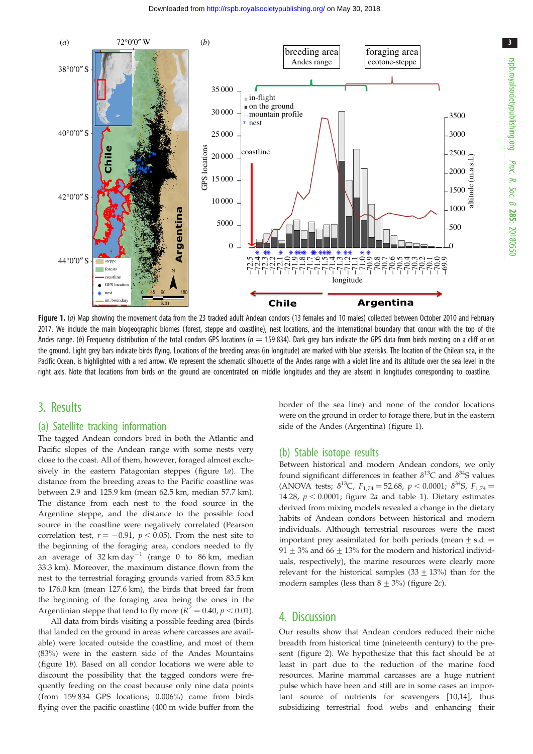**Figure 1.** (*a*) Map showing the movement data from the 23 tracked adult Andean condors (13 females and 10 males) collected between October 2010 and February 2017. We include the main biogeographic biomes (forest, steppe and coastline), nest locations, and the international boundary that concur with the top of the Andes range. (*b*) Frequency distribution of the total condors GPS locations ($n = 159\,834$). Dark grey bars indicate the GPS data from birds roosting on a cliff or on the ground. Light grey bars indicate birds flying. Locations of the breeding areas (in longitude) are marked with blue asterisks. The location of the Chilean sea, in the Pacific Ocean, is highlighted with a red arrow. We represent the schematic silhouette of the Andes range with a violet line and its altitude over the sea level in the right axis. Note that locations from birds on the ground are concentrated on middle longitudes and they are absent in longitudes corresponding to coastline.

## 3. Results

### (a) Satellite tracking information

The tagged Andean condors bred in both the Atlantic and Pacific slopes of the Andean range with some nests very close to the coast. All of them, however, foraged almost exclusively in the eastern Patagonian steppes (figure 1*a*). The distance from the breeding areas to the Pacific coastline was between 2.9 and 125.9 km (mean 62.5 km, median 57.7 km). The distance from each nest to the food source in the Argentine steppe, and the distance to the possible food source in the coastline were negatively correlated (Pearson correlation test, $r = -0.91$, $p < 0.05$). From the nest site to the beginning of the foraging area, condors needed to fly an average of 32 km day$^{-1}$ (range 0 to 86 km, median 33.3 km). Moreover, the maximum distance flown from the nest to the terrestrial foraging grounds varied from 83.5 km to 176.0 km (mean 127.6 km), the birds that breed far from the beginning of the foraging area being the ones in the Argentinian steppe that tend to fly more ($R^2 = 0.40$, $p < 0.01$).

All data from birds visiting a possible feeding area (birds that landed on the ground in areas where carcasses are available) were located outside the coastline, and most of them (83%) were in the eastern side of the Andes Mountains (figure 1*b*). Based on all condor locations we were able to discount the possibility that the tagged condors were frequently feeding on the coast because only nine data points (from 159 834 GPS locations; 0.006%) came from birds flying over the pacific coastline (400 m wide buffer from the border of the sea line) and none of the condor locations were on the ground in order to forage there, but in the eastern side of the Andes (Argentina) (figure 1).

### (b) Stable isotope results

Between historical and modern Andean condors, we only found significant differences in feather $\delta^{13}$C and $\delta^{34}$S values (ANOVA tests; $\delta^{13}$C, $F_{1,74} = 52.68$, $p < 0.0001$; $\delta^{34}$S, $F_{1,74} = 14.28$, $p < 0.0001$; figure 2*a* and table 1). Dietary estimates derived from mixing models revealed a change in the dietary habits of Andean condors between historical and modern individuals. Although terrestrial resources were the most important prey assimilated for both periods (mean ± s.d. = 91 ± 3% and 66 ± 13% for the modern and historical individuals, respectively), the marine resources were clearly more relevant for the historical samples (33 ± 13%) than for the modern samples (less than 8 ± 3%) (figure 2*c*).

## 4. Discussion

Our results show that Andean condors reduced their niche breadth from historical time (nineteenth century) to the present (figure 2). We hypothesize that this fact should be at least in part due to the reduction of the marine food resources. Marine mammal carcasses are a huge nutrient pulse which have been and still are in some cases an important source of nutrients for scavengers [10,14], thus subsidizing terrestrial food webs and enhancing their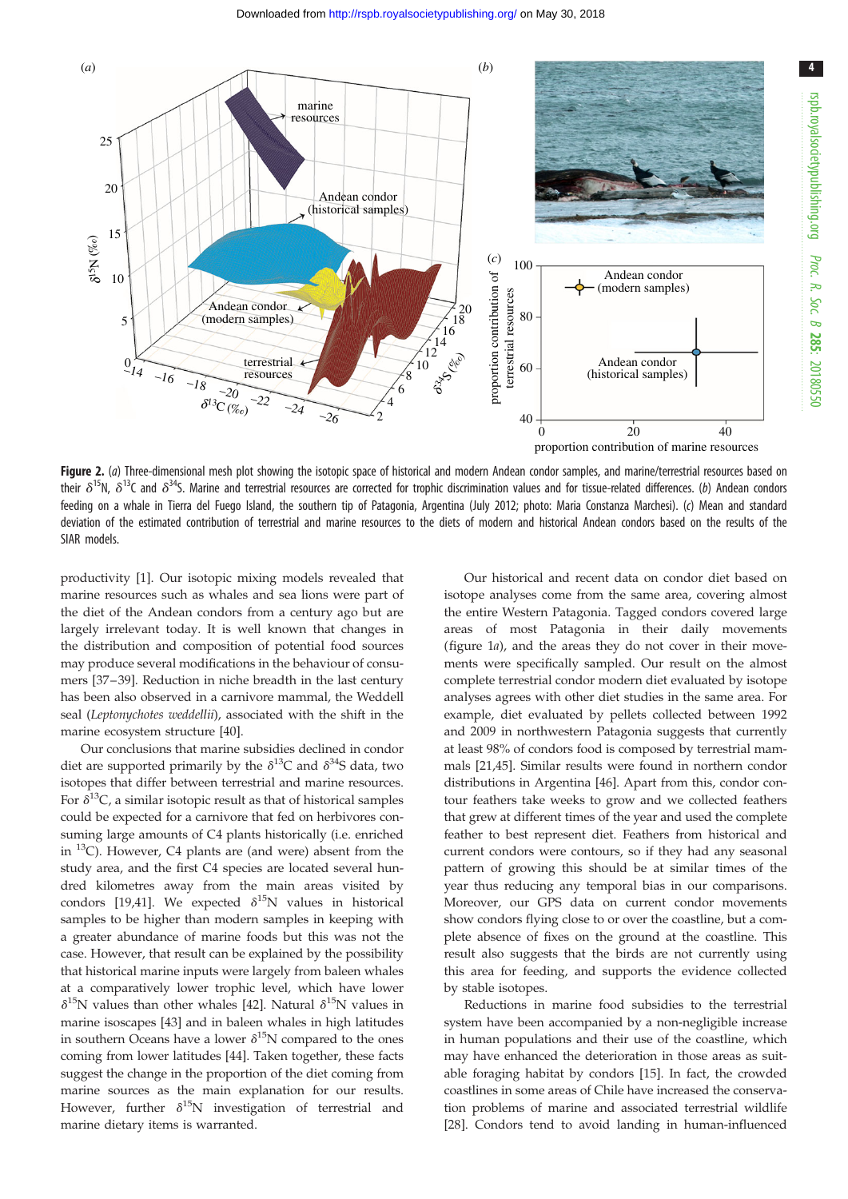**Figure 2.** (*a*) Three-dimensional mesh plot showing the isotopic space of historical and modern Andean condor samples, and marine/terrestrial resources based on their $\delta^{15}$N, $\delta^{13}$C and $\delta^{34}$S. Marine and terrestrial resources are corrected for trophic discrimination values and for tissue-related differences. (*b*) Andean condors feeding on a whale in Tierra del Fuego Island, the southern tip of Patagonia, Argentina (July 2012; photo: Maria Constanza Marchesi). (*c*) Mean and standard deviation of the estimated contribution of terrestrial and marine resources to the diets of modern and historical Andean condors based on the results of the SIAR models.

productivity [1]. Our isotopic mixing models revealed that marine resources such as whales and sea lions were part of the diet of the Andean condors from a century ago but are largely irrelevant today. It is well known that changes in the distribution and composition of potential food sources may produce several modifications in the behaviour of consumers [37–39]. Reduction in niche breadth in the last century has been also observed in a carnivore mammal, the Weddell seal (*Leptonychotes weddellii*), associated with the shift in the marine ecosystem structure [40].

Our conclusions that marine subsidies declined in condor diet are supported primarily by the $\delta^{13}$C and $\delta^{34}$S data, two isotopes that differ between terrestrial and marine resources. For $\delta^{13}$C, a similar isotopic result as that of historical samples could be expected for a carnivore that fed on herbivores consuming large amounts of C4 plants historically (i.e. enriched in $^{13}$C). However, C4 plants are (and were) absent from the study area, and the first C4 species are located several hundred kilometres away from the main areas visited by condors [19,41]. We expected $\delta^{15}$N values in historical samples to be higher than modern samples in keeping with a greater abundance of marine foods but this was not the case. However, that result can be explained by the possibility that historical marine inputs were largely from baleen whales at a comparatively lower trophic level, which have lower $\delta^{15}$N values than other whales [42]. Natural $\delta^{15}$N values in marine isoscapes [43] and in baleen whales in high latitudes in southern Oceans have a lower $\delta^{15}$N compared to the ones coming from lower latitudes [44]. Taken together, these facts suggest the change in the proportion of the diet coming from marine sources as the main explanation for our results. However, further $\delta^{15}$N investigation of terrestrial and marine dietary items is warranted.

Our historical and recent data on condor diet based on isotope analyses come from the same area, covering almost the entire Western Patagonia. Tagged condors covered large areas of most Patagonia in their daily movements (figure 1*a*), and the areas they do not cover in their movements were specifically sampled. Our result on the almost complete terrestrial condor modern diet evaluated by isotope analyses agrees with other diet studies in the same area. For example, diet evaluated by pellets collected between 1992 and 2009 in northwestern Patagonia suggests that currently at least 98% of condors food is composed by terrestrial mammals [21,45]. Similar results were found in northern condor distributions in Argentina [46]. Apart from this, condor contour feathers take weeks to grow and we collected feathers that grew at different times of the year and used the complete feather to best represent diet. Feathers from historical and current condors were contours, so if they had any seasonal pattern of growing this should be at similar times of the year thus reducing any temporal bias in our comparisons. Moreover, our GPS data on current condor movements show condors flying close to or over the coastline, but a complete absence of fixes on the ground at the coastline. This result also suggests that the birds are not currently using this area for feeding, and supports the evidence collected by stable isotopes.

Reductions in marine food subsidies to the terrestrial system have been accompanied by a non-negligible increase in human populations and their use of the coastline, which may have enhanced the deterioration in those areas as suitable foraging habitat by condors [15]. In fact, the crowded coastlines in some areas of Chile have increased the conservation problems of marine and associated terrestrial wildlife [28]. Condors tend to avoid landing in human-influenced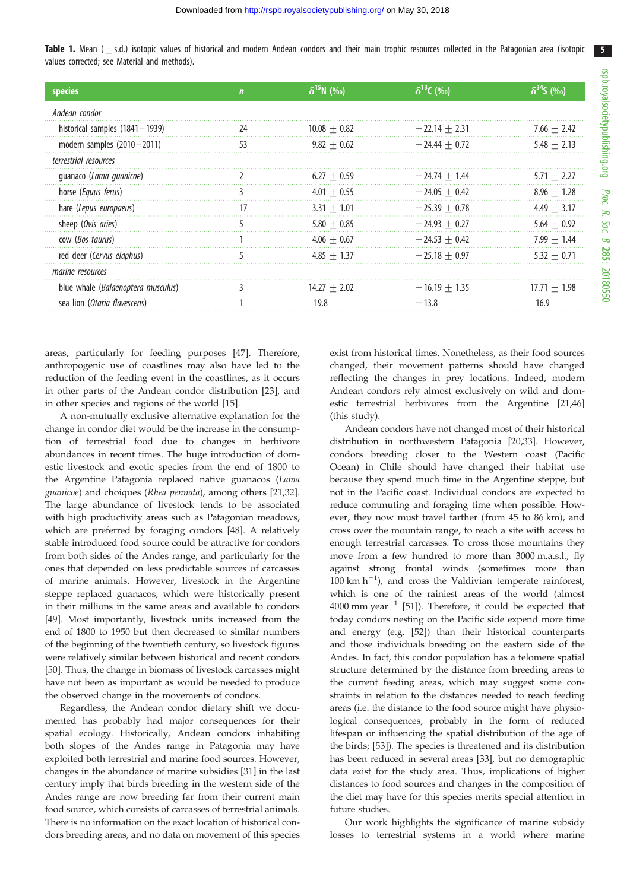**Table 1.** Mean (±s.d.) isotopic values of historical and modern Andean condors and their main trophic resources collected in the Patagonian area (isotopic values corrected; see Material and methods).

| species | *n* | $\delta^{15}$N (‰) | $\delta^{13}$C (‰) | $\delta^{34}$S (‰) |
|---|---|---|---|---|
| *Andean condor* | | | | |
| historical samples (1841–1939) | 24 | 10.08 ± 0.82 | −22.14 ± 2.31 | 7.66 ± 2.42 |
| modern samples (2010–2011) | 53 | 9.82 ± 0.62 | −24.44 ± 0.72 | 5.48 ± 2.13 |
| *terrestrial resources* | | | | |
| guanaco (*Lama guanicoe*) | 2 | 6.27 ± 0.59 | −24.74 ± 1.44 | 5.71 ± 2.27 |
| horse (*Equus ferus*) | 3 | 4.01 ± 0.55 | −24.05 ± 0.42 | 8.96 ± 1.28 |
| hare (*Lepus europaeus*) | 17 | 3.31 ± 1.01 | −25.39 ± 0.78 | 4.49 ± 3.17 |
| sheep (*Ovis aries*) | 5 | 5.80 ± 0.85 | −24.93 ± 0.27 | 5.64 ± 0.92 |
| cow (*Bos taurus*) | 1 | 4.06 ± 0.67 | −24.53 ± 0.42 | 7.99 ± 1.44 |
| red deer (*Cervus elaphus*) | 5 | 4.85 ± 1.37 | −25.18 ± 0.97 | 5.32 ± 0.71 |
| *marine resources* | | | | |
| blue whale (*Balaenoptera musculus*) | 3 | 14.27 ± 2.02 | −16.19 ± 1.35 | 17.71 ± 1.98 |
| sea lion (*Otaria flavescens*) | 1 | 19.8 | −13.8 | 16.9 |

areas, particularly for feeding purposes [47]. Therefore, anthropogenic use of coastlines may also have led to the reduction of the feeding event in the coastlines, as it occurs in other parts of the Andean condor distribution [23], and in other species and regions of the world [15].

A non-mutually exclusive alternative explanation for the change in condor diet would be the increase in the consumption of terrestrial food due to changes in herbivore abundances in recent times. The huge introduction of domestic livestock and exotic species from the end of 1800 to the Argentine Patagonia replaced native guanacos (*Lama guanicoe*) and choiques (*Rhea pennata*), among others [21,32]. The large abundance of livestock tends to be associated with high productivity areas such as Patagonian meadows, which are preferred by foraging condors [48]. A relatively stable introduced food source could be attractive for condors from both sides of the Andes range, and particularly for the ones that depended on less predictable sources of carcasses of marine animals. However, livestock in the Argentine steppe replaced guanacos, which were historically present in their millions in the same areas and available to condors [49]. Most importantly, livestock units increased from the end of 1800 to 1950 but then decreased to similar numbers of the beginning of the twentieth century, so livestock figures were relatively similar between historical and recent condors [50]. Thus, the change in biomass of livestock carcasses might have not been as important as would be needed to produce the observed change in the movements of condors.

Regardless, the Andean condor dietary shift we documented has probably had major consequences for their spatial ecology. Historically, Andean condors inhabiting both slopes of the Andes range in Patagonia may have exploited both terrestrial and marine food sources. However, changes in the abundance of marine subsidies [31] in the last century imply that birds breeding in the western side of the Andes range are now breeding far from their current main food source, which consists of carcasses of terrestrial animals. There is no information on the exact location of historical condors breeding areas, and no data on movement of this species exist from historical times. Nonetheless, as their food sources changed, their movement patterns should have changed reflecting the changes in prey locations. Indeed, modern Andean condors rely almost exclusively on wild and domestic terrestrial herbivores from the Argentine [21,46] (this study).

Andean condors have not changed most of their historical distribution in northwestern Patagonia [20,33]. However, condors breeding closer to the Western coast (Pacific Ocean) in Chile should have changed their habitat use because they spend much time in the Argentine steppe, but not in the Pacific coast. Individual condors are expected to reduce commuting and foraging time when possible. However, they now must travel farther (from 45 to 86 km), and cross over the mountain range, to reach a site with access to enough terrestrial carcasses. To cross those mountains they move from a few hundred to more than 3000 m.a.s.l., fly against strong frontal winds (sometimes more than 100 km $h^{-1}$), and cross the Valdivian temperate rainforest, which is one of the rainiest areas of the world (almost 4000 mm $year^{-1}$ [51]). Therefore, it could be expected that today condors nesting on the Pacific side expend more time and energy (e.g. [52]) than their historical counterparts and those individuals breeding on the eastern side of the Andes. In fact, this condor population has a telomere spatial structure determined by the distance from breeding areas to the current feeding areas, which may suggest some constraints in relation to the distances needed to reach feeding areas (i.e. the distance to the food source might have physiological consequences, probably in the form of reduced lifespan or influencing the spatial distribution of the age of the birds; [53]). The species is threatened and its distribution has been reduced in several areas [33], but no demographic data exist for the study area. Thus, implications of higher distances to food sources and changes in the composition of the diet may have for this species merits special attention in future studies.

Our work highlights the significance of marine subsidy losses to terrestrial systems in a world where marine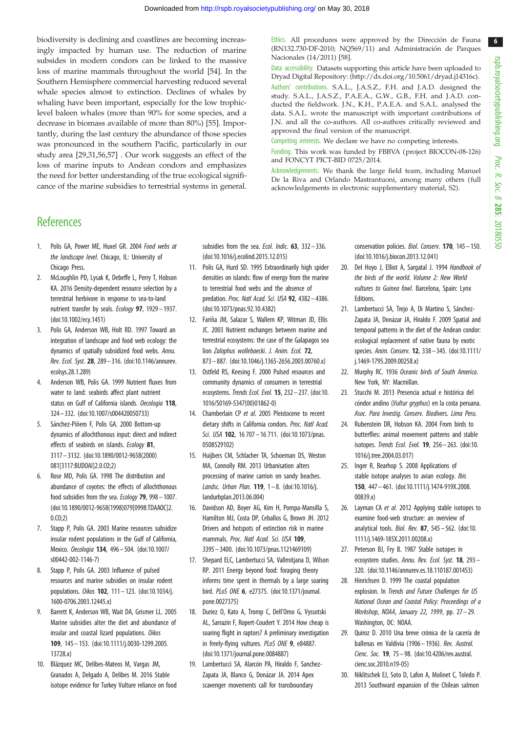biodiversity is declining and coastlines are becoming increasingly impacted by human use. The reduction of marine subsides in modern condors can be linked to the massive loss of marine mammals throughout the world [54]. In the Southern Hemisphere commercial harvesting reduced several whale species almost to extinction. Declines of whales by whaling have been important, especially for the low trophic-level baleen whales (more than 90% for some species, and a decrease in biomass available of more than 80%) [55]. Importantly, during the last century the abundance of those species was pronounced in the southern Pacific, particularly in our study area [29,31,56,57] . Our work suggests an effect of the loss of marine inputs to Andean condors and emphasizes the need for better understanding of the true ecological significance of the marine subsidies to terrestrial systems in general.

Ethics. All procedures were approved by the Dirección de Fauna (RN132.730-DF-2010; NQ569/11) and Administración de Parques Nacionales (14/2011) [58].

Data accessibility. Datasets supporting this article have been uploaded to Dryad Digital Repository: (http://dx.doi.org/10.5061/dryad.j14316c).

Authors' contributions. S.A.L., J.A.S.Z., F.H. and J.A.D. designed the study. S.A.L., J.A.S.Z., P.A.E.A., G.W., G.B., F.H. and J.A.D. conducted the fieldwork. J.N., K.H., P.A.E.A. and S.A.L. analysed the data. S.A.L. wrote the manuscript with important contributions of J.N. and all the co-authors. All co-authors critically reviewed and approved the final version of the manuscript.

Competing interests. We declare we have no competing interests.

Funding. This work was funded by FBBVA (project BIOCON-08-126) and FONCYT PICT-BID 0725/2014.

Acknowledgements. We thank the large field team, including Manuel De la Riva and Orlando Mastrantuoni, among many others (full acknowledgements in electronic supplementary material, S2).

## References

1. Polis GA, Power ME, Huxel GR. 2004 *Food webs at the landscape level*. Chicago, IL: University of Chicago Press.
2. McLoughlin PD, Lysak K, Debeffe L, Perry T, Hobson KA. 2016 Density-dependent resource selection by a terrestrial herbivore in response to sea-to-land nutrient transfer by seals. *Ecology* **97**, 1929–1937. (doi:10.1002/ecy.1451)
3. Polis GA, Anderson WB, Holt RD. 1997 Toward an integration of landscape and food web ecology: the dynamics of spatially subsidized food webs. *Annu. Rev. Ecol. Syst.* **28**, 289–316. (doi:10.1146/annurev.ecolsys.28.1.289)
4. Anderson WB, Polis GA. 1999 Nutrient fluxes from water to land: seabirds affect plant nutrient status on Gulf of California islands. *Oecologia* **118**, 324–332. (doi:10.1007/s004420050733)
5. Sánchez-Piñero F, Polis GA. 2000 Bottom-up dynamics of allochthonous input: direct and indirect effects of seabirds on islands. *Ecology* **81**, 3117–3132. (doi:10.1890/0012-9658(2000)081[3117:BUDOAI]2.0.CO;2)
6. Rose MD, Polis GA. 1998 The distribution and abundance of coyotes: the effects of allochthonous food subsidies from the sea. *Ecology* **79**, 998–1007. (doi:10.1890/0012-9658(1998)079[0998:TDAAOC]2.0.CO;2)
7. Stapp P, Polis GA. 2003 Marine resources subsidize insular rodent populations in the Gulf of California, Mexico. *Oecologia* **134**, 496–504. (doi:10.1007/s00442-002-1146-7)
8. Stapp P, Polis GA. 2003 Influence of pulsed resources and marine subsidies on insular rodent populations. *Oikos* **102**, 111–123. (doi:10.1034/j.1600-0706.2003.12445.x)
9. Barrett K, Anderson WB, Wait DA, Grismer LL. 2005 Marine subsidies alter the diet and abundance of insular and coastal lizard populations. *Oikos* **109**, 145–153. (doi:10.1111/j.0030-1299.2005.13728.x)
10. Blázquez MC, Delibes-Mateos M, Vargas JM, Granados A, Delgado A, Delibes M. 2016 Stable isotope evidence for Turkey Vulture reliance on food subsidies from the sea. *Ecol. Indic.* **63**, 332–336. (doi:10.1016/j.ecolind.2015.12.015)
11. Polis GA, Hurd SD. 1995 Extraordinarily high spider densities on islands: flow of energy from the marine to terrestrial food webs and the absence of predation. *Proc. Natl Acad. Sci. USA* **92**, 4382–4386. (doi:10.1073/pnas.92.10.4382)
12. Fariña JM, Salazar S, Wallem KP, Witman JD, Ellis JC. 2003 Nutrient exchanges between marine and terrestrial ecosystems: the case of the Galapagos sea lion *Zalophus wollebaecki*. *J. Anim. Ecol.* **72**, 873–887. (doi:10.1046/j.1365-2656.2003.00760.x)
13. Ostfeld RS, Keesing F. 2000 Pulsed resources and community dynamics of consumers in terrestrial ecosystems. *Trends Ecol. Evol.* **15**, 232–237. (doi:10.1016/S0169-5347(00)01862-0)
14. Chamberlain CP *et al.* 2005 Pleistocene to recent dietary shifts in California condors. *Proc. Natl Acad. Sci. USA* **102**, 16 707–16 711. (doi:10.1073/pnas.0508529102)
15. Huijbers CM, Schlacher TA, Schoeman DS, Weston MA, Connolly RM. 2013 Urbanisation alters processing of marine carrion on sandy beaches. *Landsc. Urban Plan.* **119**, 1–8. (doi:10.1016/j.landurbplan.2013.06.004)
16. Davidson AD, Boyer AG, Kim H, Pompa-Mansilla S, Hamilton MJ, Costa DP, Ceballos G, Brown JH. 2012 Drivers and hotspots of extinction risk in marine mammals. *Proc. Natl Acad. Sci. USA* **109**, 3395–3400. (doi:10.1073/pnas.1121469109)
17. Shepard ELC, Lambertucci SA, Vallmitjana D, Wilson RP. 2011 Energy beyond food: foraging theory informs time spent in thermals by a large soaring bird. *PLoS ONE* **6**, e27375. (doi:10.1371/journal.pone.0027375)
18. Duriez O, Kato A, Tromp C, Dell'Omo G, Vyssotski AL, Sarrazin F, Ropert-Coudert Y. 2014 How cheap is soaring flight in raptors? A preliminary investigation in freely-flying vultures. *PLoS ONE* **9**, e84887. (doi:10.1371/journal.pone.0084887)
19. Lambertucci SA, Alarcón PA, Hiraldo F, Sanchez-Zapata JA, Blanco G, Donázar JA. 2014 Apex scavenger movements call for transboundary conservation policies. *Biol. Conserv.* **170**, 145–150. (doi:10.1016/j.biocon.2013.12.041)
20. Del Hoyo J, Elliot A, Sargatal J. 1994 *Handbook of the birds of the world. Volume 2: New World vultures to Guinea fowl*. Barcelona, Spain: Lynx Editions.
21. Lambertucci SA, Trejo A, Di Martino S, Sánchez-Zapata JA, Donázar JA, Hiraldo F. 2009 Spatial and temporal patterns in the diet of the Andean condor: ecological replacement of native fauna by exotic species. *Anim. Conserv.* **12**, 338–345. (doi:10.1111/j.1469-1795.2009.00258.x)
22. Murphy RC. 1936 *Oceanic birds of South America*. New York, NY: Macmillan.
23. Stucchi M. 2013 Presencia actual e histórica del cóndor andino (*Vultur gryphus*) en la costa peruana. *Asoc. Para Investig. Conserv. Biodivers. Lima Peru*.
24. Rubenstein DR, Hobson KA. 2004 From birds to butterflies: animal movement patterns and stable isotopes. *Trends Ecol. Evol.* **19**, 256–263. (doi:10.1016/j.tree.2004.03.017)
25. Inger R, Bearhop S. 2008 Applications of stable isotope analyses to avian ecology. *Ibis* **150**, 447–461. (doi:10.1111/j.1474-919X.2008.00839.x)
26. Layman CA *et al.* 2012 Applying stable isotopes to examine food-web structure: an overview of analytical tools. *Biol. Rev.* **87**, 545–562. (doi:10.1111/j.1469-185X.2011.00208.x)
27. Peterson BJ, Fry B. 1987 Stable isotopes in ecosystem studies. *Annu. Rev. Ecol. Syst.* **18**, 293–320. (doi:10.1146/annurev.es.18.110187.001453)
28. Hinrichsen D. 1999 The coastal population explosion. In *Trends and Future Challenges for US National Ocean and Coastal Policy: Proceedings of a Workshop, NOAA, January 22, 1999*, pp. 27–29. Washington, DC: NOAA.
29. Quiroz D. 2010 Una breve crónica de la cacería de ballenas en Valdivia (1906–1936). *Rev. Austral. Cienc. Soc.* **19**, 75–98. (doi:10.4206/rev.austral.cienc.soc.2010.n19-05)
30. Niklitschek EJ, Soto D, Lafon A, Molinet C, Toledo P. 2013 Southward expansion of the Chilean salmon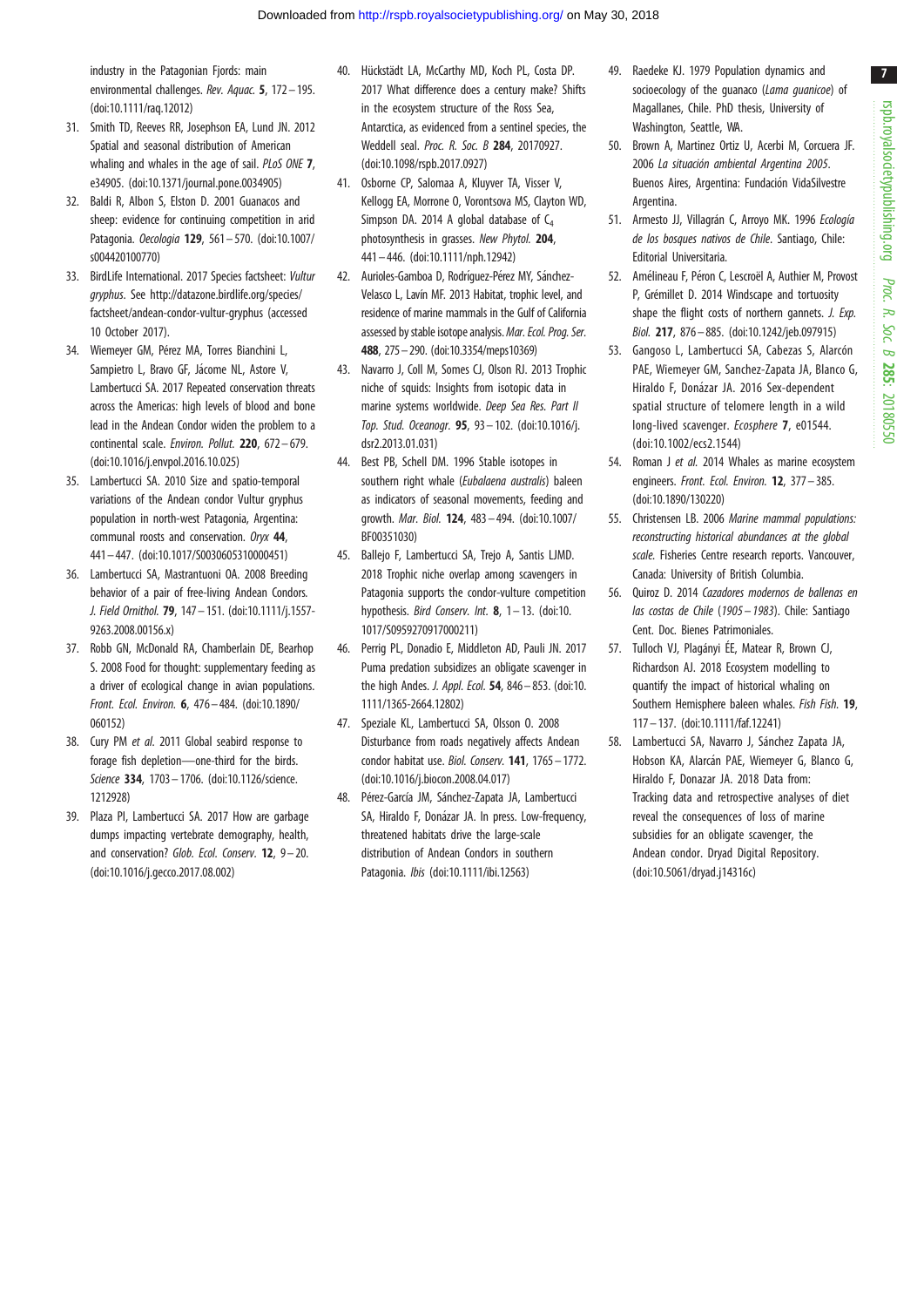industry in the Patagonian Fjords: main environmental challenges. *Rev. Aquac.* **5**, 172–195. (doi:10.1111/raq.12012)

31. Smith TD, Reeves RR, Josephson EA, Lund JN. 2012 Spatial and seasonal distribution of American whaling and whales in the age of sail. *PLoS ONE* **7**, e34905. (doi:10.1371/journal.pone.0034905)
32. Baldi R, Albon S, Elston D. 2001 Guanacos and sheep: evidence for continuing competition in arid Patagonia. *Oecologia* **129**, 561–570. (doi:10.1007/s004420100770)
33. BirdLife International. 2017 Species factsheet: *Vultur gryphus*. See http://datazone.birdlife.org/species/factsheet/andean-condor-vultur-gryphus (accessed 10 October 2017).
34. Wiemeyer GM, Pérez MA, Torres Bianchini L, Sampietro L, Bravo GF, Jácome NL, Astore V, Lambertucci SA. 2017 Repeated conservation threats across the Americas: high levels of blood and bone lead in the Andean Condor widen the problem to a continental scale. *Environ. Pollut.* **220**, 672–679. (doi:10.1016/j.envpol.2016.10.025)
35. Lambertucci SA. 2010 Size and spatio-temporal variations of the Andean condor Vultur gryphus population in north-west Patagonia, Argentina: communal roosts and conservation. *Oryx* **44**, 441–447. (doi:10.1017/S0030605310000451)
36. Lambertucci SA, Mastrantuoni OA. 2008 Breeding behavior of a pair of free-living Andean Condors. *J. Field Ornithol.* **79**, 147–151. (doi:10.1111/j.1557-9263.2008.00156.x)
37. Robb GN, McDonald RA, Chamberlain DE, Bearhop S. 2008 Food for thought: supplementary feeding as a driver of ecological change in avian populations. *Front. Ecol. Environ.* **6**, 476–484. (doi:10.1890/060152)
38. Cury PM *et al.* 2011 Global seabird response to forage fish depletion—one-third for the birds. *Science* **334**, 1703–1706. (doi:10.1126/science.1212928)
39. Plaza PI, Lambertucci SA. 2017 How are garbage dumps impacting vertebrate demography, health, and conservation? *Glob. Ecol. Conserv.* **12**, 9–20. (doi:10.1016/j.gecco.2017.08.002)
40. Hückstädt LA, McCarthy MD, Koch PL, Costa DP. 2017 What difference does a century make? Shifts in the ecosystem structure of the Ross Sea, Antarctica, as evidenced from a sentinel species, the Weddell seal. *Proc. R. Soc. B* **284**, 20170927. (doi:10.1098/rspb.2017.0927)
41. Osborne CP, Salomaa A, Kluyver TA, Visser V, Kellogg EA, Morrone O, Vorontsova MS, Clayton WD, Simpson DA. 2014 A global database of $C_4$ photosynthesis in grasses. *New Phytol.* **204**, 441–446. (doi:10.1111/nph.12942)
42. Aurioles-Gamboa D, Rodríguez-Pérez MY, Sánchez-Velasco L, Lavín MF. 2013 Habitat, trophic level, and residence of marine mammals in the Gulf of California assessed by stable isotope analysis. *Mar. Ecol. Prog. Ser.* **488**, 275–290. (doi:10.3354/meps10369)
43. Navarro J, Coll M, Somes CJ, Olson RJ. 2013 Trophic niche of squids: Insights from isotopic data in marine systems worldwide. *Deep Sea Res. Part II Top. Stud. Oceanogr.* **95**, 93–102. (doi:10.1016/j.dsr2.2013.01.031)
44. Best PB, Schell DM. 1996 Stable isotopes in southern right whale (*Eubalaena australis*) baleen as indicators of seasonal movements, feeding and growth. *Mar. Biol.* **124**, 483–494. (doi:10.1007/BF00351030)
45. Ballejo F, Lambertucci SA, Trejo A, Santis LJMD. 2018 Trophic niche overlap among scavengers in Patagonia supports the condor-vulture competition hypothesis. *Bird Conserv. Int.* **8**, 1–13. (doi:10.1017/S0959270917000211)
46. Perrig PL, Donadio E, Middleton AD, Pauli JN. 2017 Puma predation subsidizes an obligate scavenger in the high Andes. *J. Appl. Ecol.* **54**, 846–853. (doi:10.1111/1365-2664.12802)
47. Speziale KL, Lambertucci SA, Olsson O. 2008 Disturbance from roads negatively affects Andean condor habitat use. *Biol. Conserv.* **141**, 1765–1772. (doi:10.1016/j.biocon.2008.04.017)
48. Pérez-García JM, Sánchez-Zapata JA, Lambertucci SA, Hiraldo F, Donázar JA. In press. Low-frequency, threatened habitats drive the large-scale distribution of Andean Condors in southern Patagonia. *Ibis* (doi:10.1111/ibi.12563)
49. Raedeke KJ. 1979 Population dynamics and socioecology of the guanaco (*Lama guanicoe*) of Magallanes, Chile. PhD thesis, University of Washington, Seattle, WA.
50. Brown A, Martinez Ortiz U, Acerbi M, Corcuera JF. 2006 *La situación ambiental Argentina 2005*. Buenos Aires, Argentina: Fundación VidaSilvestre Argentina.
51. Armesto JJ, Villagrán C, Arroyo MK. 1996 *Ecología de los bosques nativos de Chile*. Santiago, Chile: Editorial Universitaria.
52. Amélineau F, Péron C, Lescroël A, Authier M, Provost P, Grémillet D. 2014 Windscape and tortuosity shape the flight costs of northern gannets. *J. Exp. Biol.* **217**, 876–885. (doi:10.1242/jeb.097915)
53. Gangoso L, Lambertucci SA, Cabezas S, Alarcón PAE, Wiemeyer GM, Sanchez-Zapata JA, Blanco G, Hiraldo F, Donázar JA. 2016 Sex-dependent spatial structure of telomere length in a wild long-lived scavenger. *Ecosphere* **7**, e01544. (doi:10.1002/ecs2.1544)
54. Roman J *et al.* 2014 Whales as marine ecosystem engineers. *Front. Ecol. Environ.* **12**, 377–385. (doi:10.1890/130220)
55. Christensen LB. 2006 *Marine mammal populations: reconstructing historical abundances at the global scale.* Fisheries Centre research reports. Vancouver, Canada: University of British Columbia.
56. Quiroz D. 2014 *Cazadores modernos de ballenas en las costas de Chile (1905–1983)*. Chile: Santiago Cent. Doc. Bienes Patrimoniales.
57. Tulloch VJ, Plagányi ÉE, Matear R, Brown CJ, Richardson AJ. 2018 Ecosystem modelling to quantify the impact of historical whaling on Southern Hemisphere baleen whales. *Fish Fish.* **19**, 117–137. (doi:10.1111/faf.12241)
58. Lambertucci SA, Navarro J, Sánchez Zapata JA, Hobson KA, Alarcán PAE, Wiemeyer G, Blanco G, Hiraldo F, Donazar JA. 2018 Data from: Tracking data and retrospective analyses of diet reveal the consequences of loss of marine subsidies for an obligate scavenger, the Andean condor. Dryad Digital Repository. (doi:10.5061/dryad.j14316c)